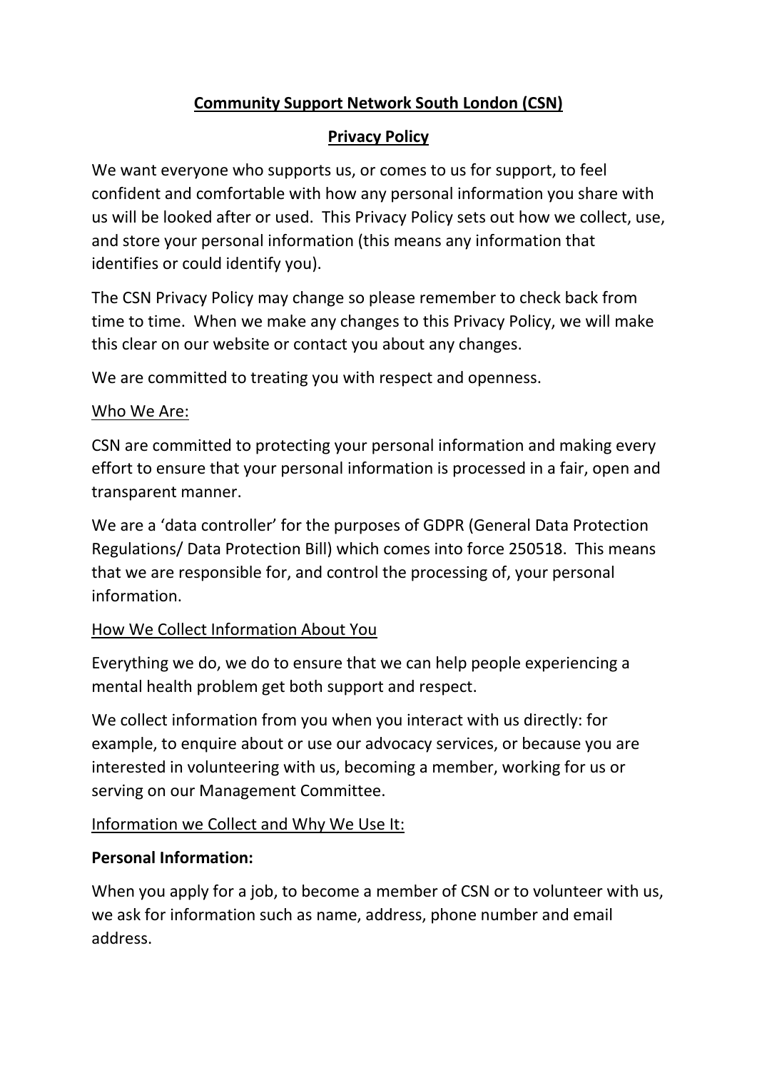# **Community Support Network South London (CSN)**

## **Privacy Policy**

We want everyone who supports us, or comes to us for support, to feel confident and comfortable with how any personal information you share with us will be looked after or used. This Privacy Policy sets out how we collect, use, and store your personal information (this means any information that identifies or could identify you).

The CSN Privacy Policy may change so please remember to check back from time to time. When we make any changes to this Privacy Policy, we will make this clear on our website or contact you about any changes.

We are committed to treating you with respect and openness.

### Who We Are:

CSN are committed to protecting your personal information and making every effort to ensure that your personal information is processed in a fair, open and transparent manner.

We are a 'data controller' for the purposes of GDPR (General Data Protection Regulations/ Data Protection Bill) which comes into force 250518. This means that we are responsible for, and control the processing of, your personal information.

### How We Collect Information About You

Everything we do, we do to ensure that we can help people experiencing a mental health problem get both support and respect.

We collect information from you when you interact with us directly: for example, to enquire about or use our advocacy services, or because you are interested in volunteering with us, becoming a member, working for us or serving on our Management Committee.

### Information we Collect and Why We Use It:

**Personal Information:**

When you apply for a job, to become a member of CSN or to volunteer with us, we ask for information such as name, address, phone number and email address.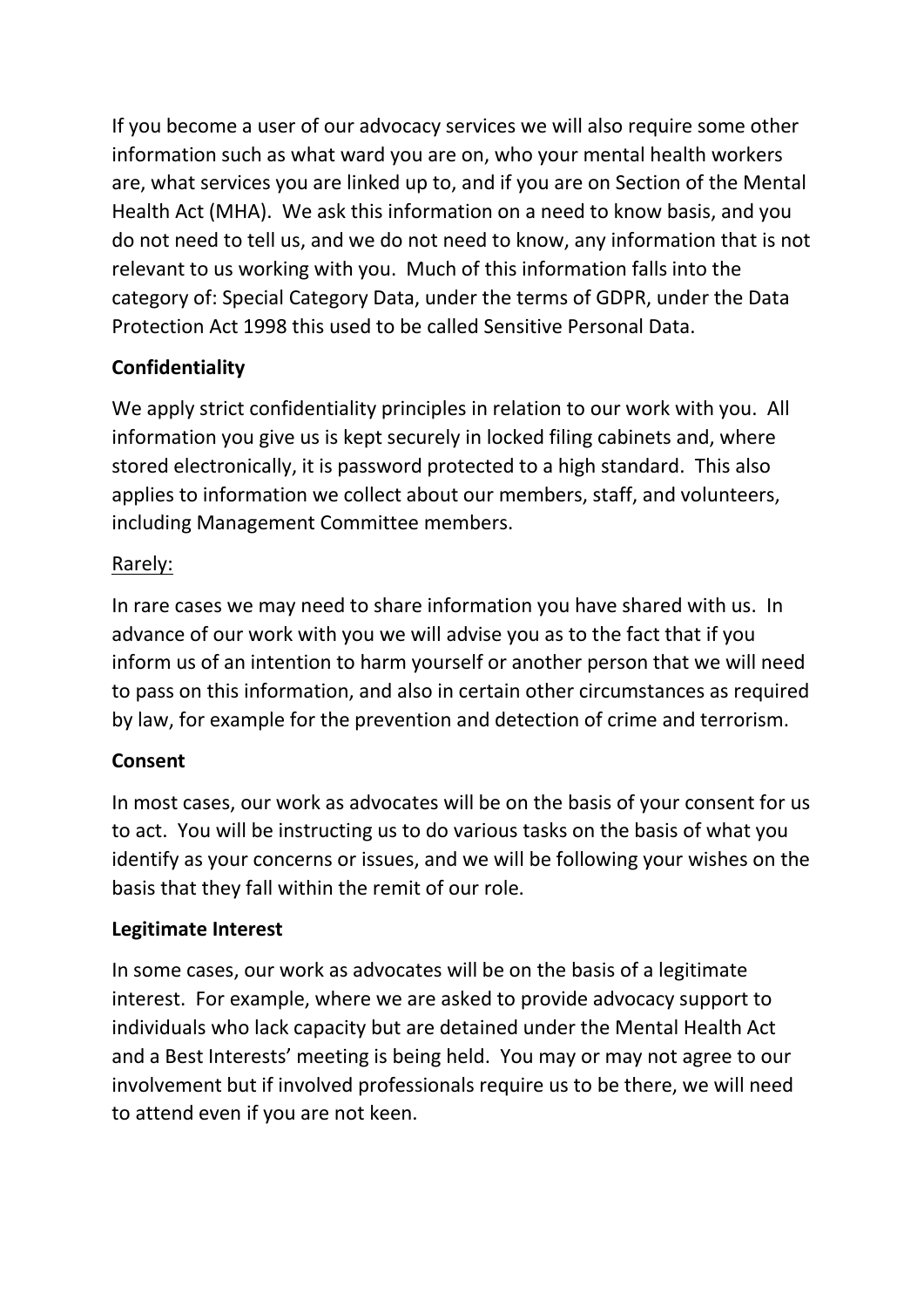If you become a user of our advocacy services we will also require some other information such as what ward you are on, who your mental health workers are, what services you are linked up to, and if you are on Section of the Mental Health Act (MHA). We ask this information on a need to know basis, and you do not need to tell us, and we do not need to know, any information that is not relevant to us working with you. Much of this information falls into the category of: Special Category Data, under the terms of GDPR, under the Data Protection Act 1998 this used to be called Sensitive Personal Data.

**Confidentiality**

We apply strict confidentiality principles in relation to our work with you. All information you give us is kept securely in locked filing cabinets and, where stored electronically, it is password protected to a high standard. This also applies to information we collect about our members, staff, and volunteers, including Management Committee members.

<u>Rarely:</u>

In rare cases we may need to share information you have shared with us. In advance of our work with you we will advise you as to the fact that if you inform us of an intention to harm yourself or another person that we will need to pass on this information, and also in certain other circumstances as required by law, for example for the prevention and detection of crime and terrorism.

**Consent**

In most cases, our work as advocates will be on the basis of your consent for us to act. You will be instructing us to do various tasks on the basis of what you identify as your concerns or issues, and we will be following your wishes on the basis that they fall within the remit of our role.

**Legitimate Interest**

In some cases, our work as advocates will be on the basis of a legitimate interest. For example, where we are asked to provide advocacy support to individuals who lack capacity but are detained under the Mental Health Act and a Best Interests' meeting is being held. You may or may not agree to our involvement but if involved professionals require us to be there, we will need to attend even if you are not keen.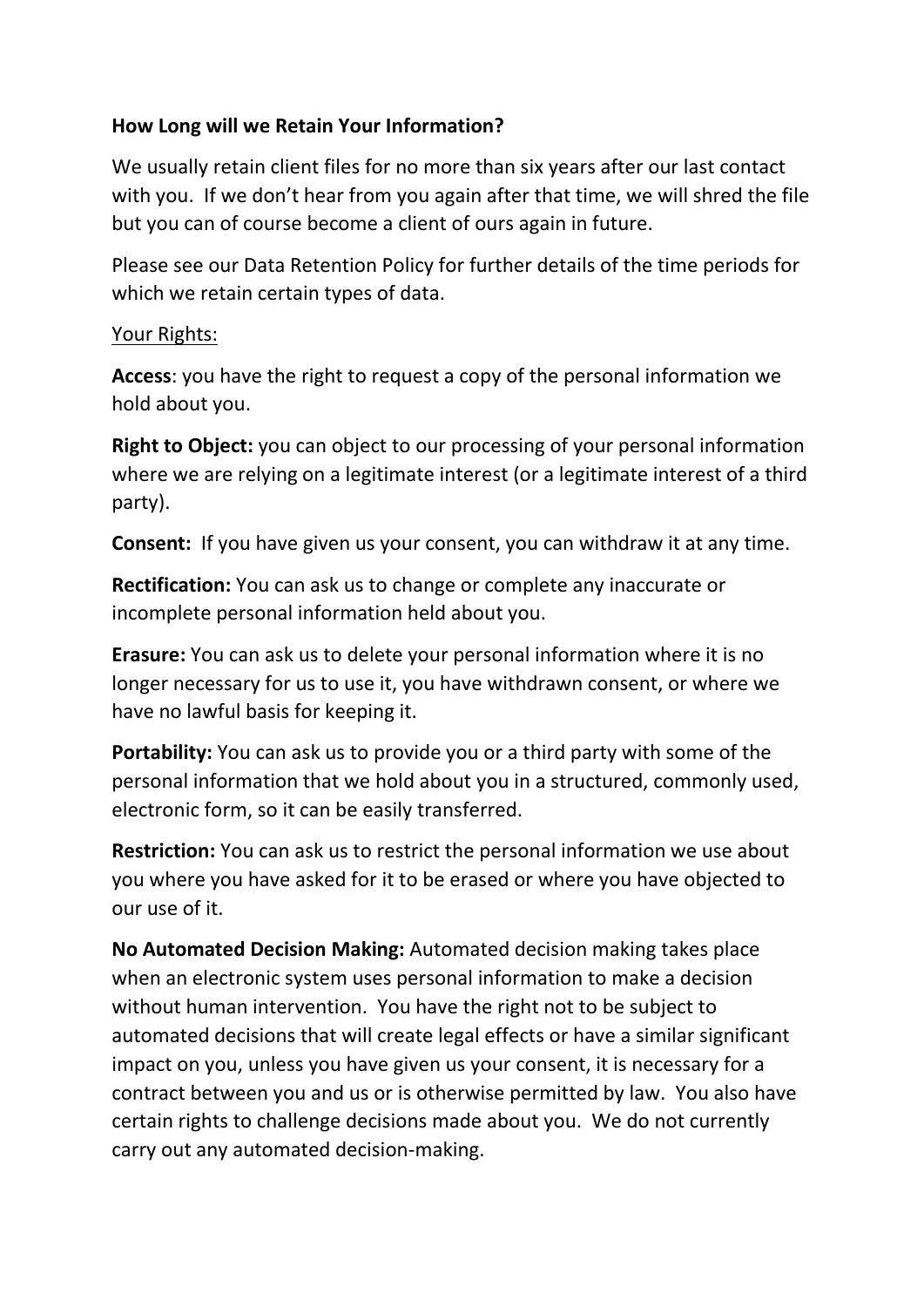**How Long will we Retain Your Information?**

We usually retain client files for no more than six years after our last contact with you. If we don't hear from you again after that time, we will shred the file but you can of course become a client of ours again in future.

Please see our Data Retention Policy for further details of the time periods for which we retain certain types of data.

<u>Your Rights:</u>

**Access**: you have the right to request a copy of the personal information we hold about you.

**Right to Object:** you can object to our processing of your personal information where we are relying on a legitimate interest (or a legitimate interest of a third party).

**Consent:** If you have given us your consent, you can withdraw it at any time.

**Rectification:** You can ask us to change or complete any inaccurate or incomplete personal information held about you.

**Erasure:** You can ask us to delete your personal information where it is no longer necessary for us to use it, you have withdrawn consent, or where we have no lawful basis for keeping it.

**Portability:** You can ask us to provide you or a third party with some of the personal information that we hold about you in a structured, commonly used, electronic form, so it can be easily transferred.

**Restriction:** You can ask us to restrict the personal information we use about you where you have asked for it to be erased or where you have objected to our use of it.

**No Automated Decision Making:** Automated decision making takes place when an electronic system uses personal information to make a decision without human intervention. You have the right not to be subject to automated decisions that will create legal effects or have a similar significant impact on you, unless you have given us your consent, it is necessary for a contract between you and us or is otherwise permitted by law. You also have certain rights to challenge decisions made about you. We do not currently carry out any automated decision-making.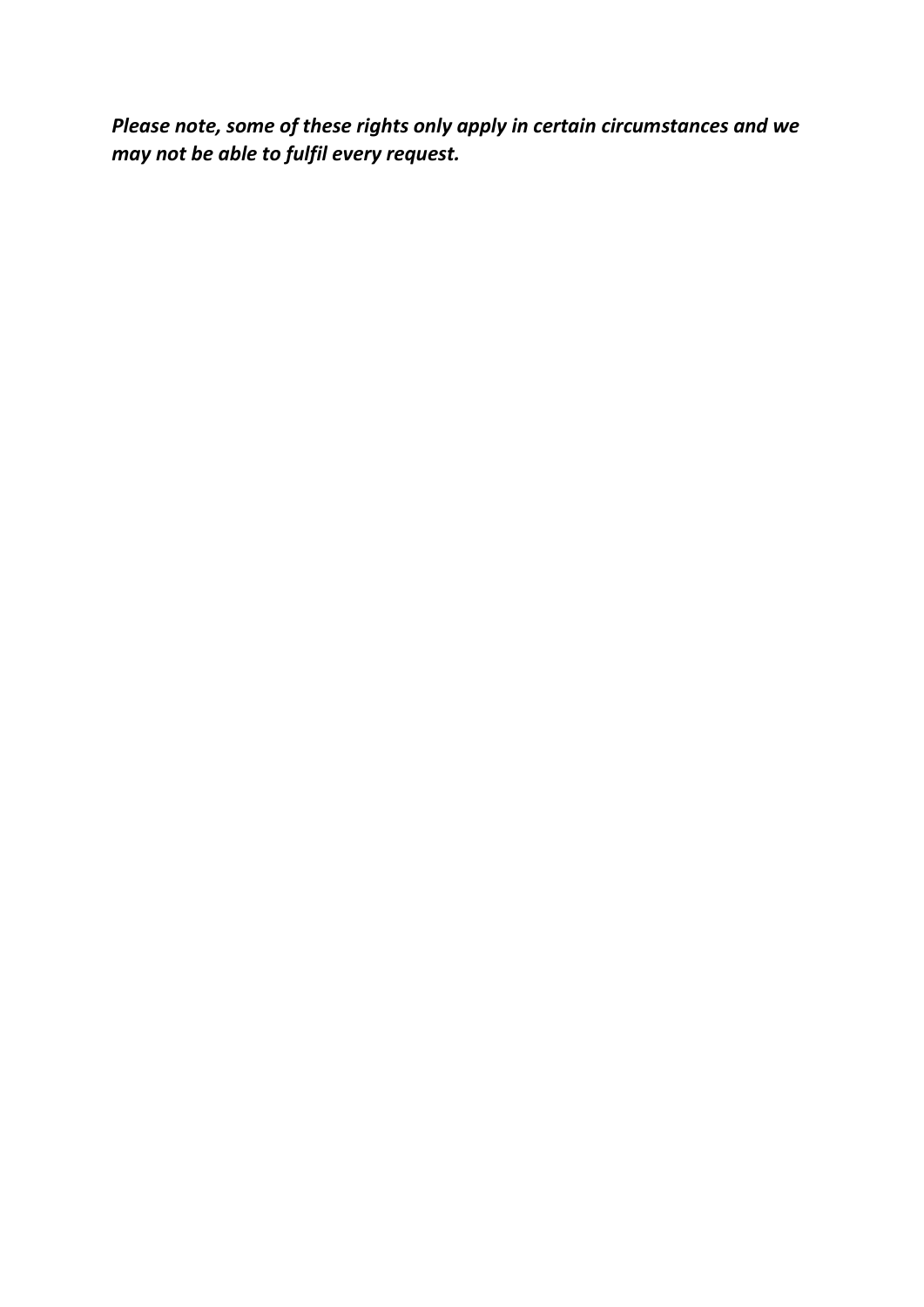***Please note, some of these rights only apply in certain circumstances and we may not be able to fulfil every request.***